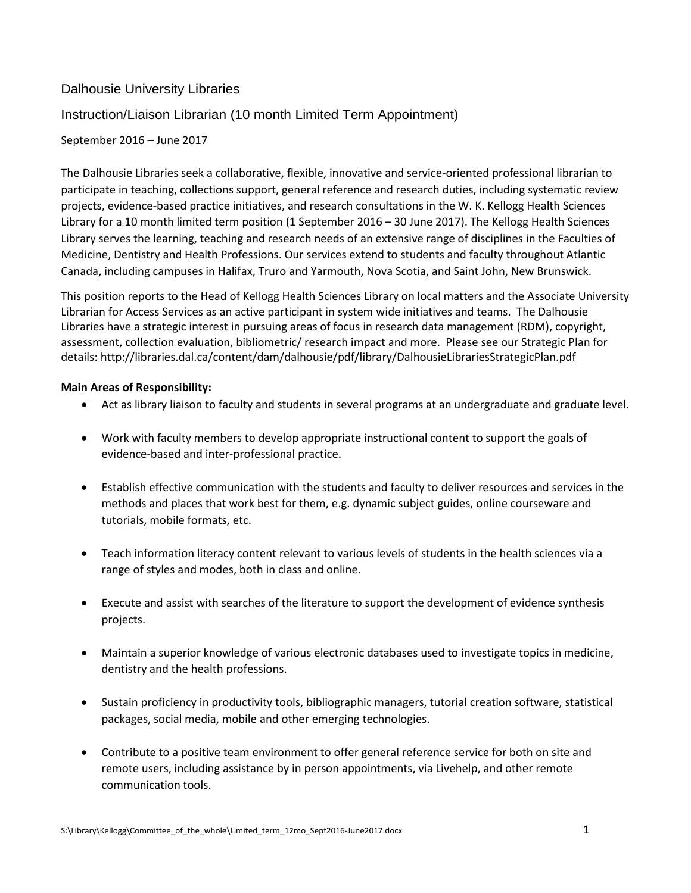# Dalhousie University Libraries

## Instruction/Liaison Librarian (10 month Limited Term Appointment)

September 2016 – June 2017

The Dalhousie Libraries seek a collaborative, flexible, innovative and service-oriented professional librarian to participate in teaching, collections support, general reference and research duties, including systematic review projects, evidence-based practice initiatives, and research consultations in the W. K. Kellogg Health Sciences Library for a 10 month limited term position (1 September 2016 – 30 June 2017). The Kellogg Health Sciences Library serves the learning, teaching and research needs of an extensive range of disciplines in the Faculties of Medicine, Dentistry and Health Professions. Our services extend to students and faculty throughout Atlantic Canada, including campuses in Halifax, Truro and Yarmouth, Nova Scotia, and Saint John, New Brunswick.

This position reports to the Head of Kellogg Health Sciences Library on local matters and the Associate University Librarian for Access Services as an active participant in system wide initiatives and teams. The Dalhousie Libraries have a strategic interest in pursuing areas of focus in research data management (RDM), copyright, assessment, collection evaluation, bibliometric/ research impact and more. Please see our Strategic Plan for details: http://libraries.dal.ca/content/dam/dalhousie/pdf/library/DalhousieLibrariesStrategicPlan.pdf

**Main Areas of Responsibility:**

- Act as library liaison to faculty and students in several programs at an undergraduate and graduate level.
- Work with faculty members to develop appropriate instructional content to support the goals of evidence-based and inter-professional practice.
- Establish effective communication with the students and faculty to deliver resources and services in the methods and places that work best for them, e.g. dynamic subject guides, online courseware and tutorials, mobile formats, etc.
- Teach information literacy content relevant to various levels of students in the health sciences via a range of styles and modes, both in class and online.
- Execute and assist with searches of the literature to support the development of evidence synthesis projects.
- Maintain a superior knowledge of various electronic databases used to investigate topics in medicine, dentistry and the health professions.
- Sustain proficiency in productivity tools, bibliographic managers, tutorial creation software, statistical packages, social media, mobile and other emerging technologies.
- Contribute to a positive team environment to offer general reference service for both on site and remote users, including assistance by in person appointments, via Livehelp, and other remote communication tools.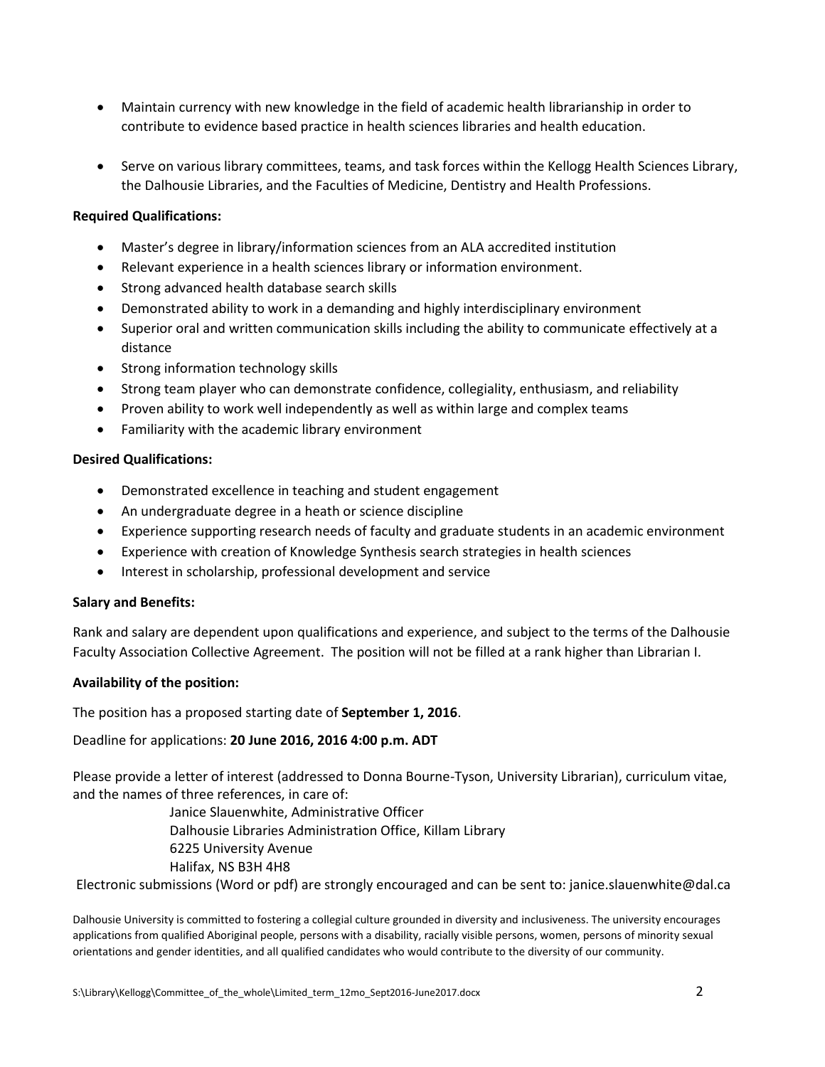- Maintain currency with new knowledge in the field of academic health librarianship in order to contribute to evidence based practice in health sciences libraries and health education.

- Serve on various library committees, teams, and task forces within the Kellogg Health Sciences Library, the Dalhousie Libraries, and the Faculties of Medicine, Dentistry and Health Professions.

**Required Qualifications:**

- Master's degree in library/information sciences from an ALA accredited institution
- Relevant experience in a health sciences library or information environment.
- Strong advanced health database search skills
- Demonstrated ability to work in a demanding and highly interdisciplinary environment
- Superior oral and written communication skills including the ability to communicate effectively at a distance
- Strong information technology skills
- Strong team player who can demonstrate confidence, collegiality, enthusiasm, and reliability
- Proven ability to work well independently as well as within large and complex teams
- Familiarity with the academic library environment

**Desired Qualifications:**

- Demonstrated excellence in teaching and student engagement
- An undergraduate degree in a heath or science discipline
- Experience supporting research needs of faculty and graduate students in an academic environment
- Experience with creation of Knowledge Synthesis search strategies in health sciences
- Interest in scholarship, professional development and service

**Salary and Benefits:**

Rank and salary are dependent upon qualifications and experience, and subject to the terms of the Dalhousie Faculty Association Collective Agreement. The position will not be filled at a rank higher than Librarian I.

**Availability of the position:**

The position has a proposed starting date of **September 1, 2016**.

Deadline for applications: **20 June 2016, 2016 4:00 p.m. ADT**

Please provide a letter of interest (addressed to Donna Bourne-Tyson, University Librarian), curriculum vitae, and the names of three references, in care of:

Janice Slauenwhite, Administrative Officer
Dalhousie Libraries Administration Office, Killam Library
6225 University Avenue
Halifax, NS B3H 4H8

Electronic submissions (Word or pdf) are strongly encouraged and can be sent to: janice.slauenwhite@dal.ca

Dalhousie University is committed to fostering a collegial culture grounded in diversity and inclusiveness. The university encourages applications from qualified Aboriginal people, persons with a disability, racially visible persons, women, persons of minority sexual orientations and gender identities, and all qualified candidates who would contribute to the diversity of our community.

S:\Library\Kellogg\Committee_of_the_whole\Limited_term_12mo_Sept2016-June2017.docx